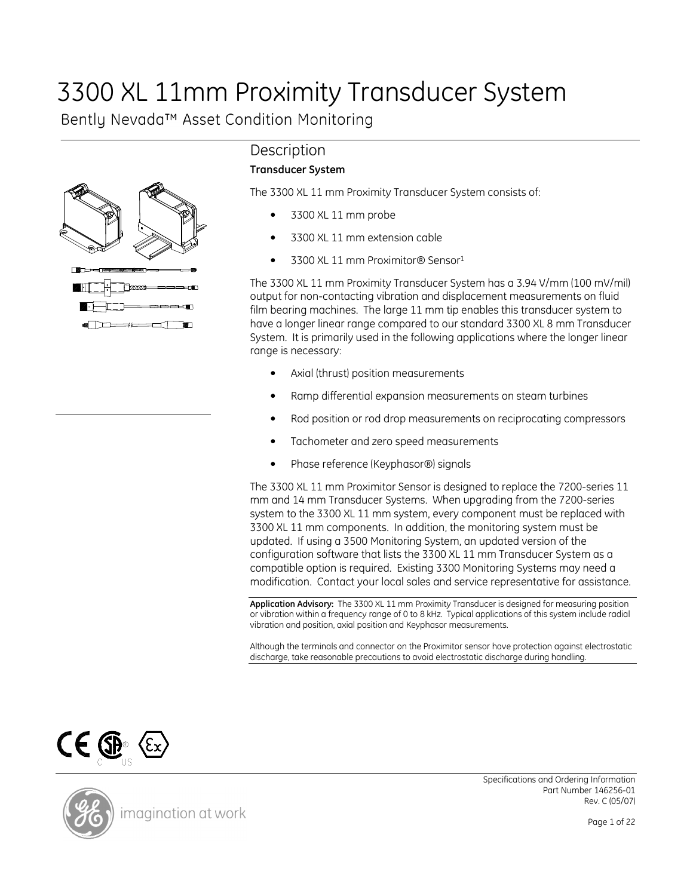# 3300 XL 11mm Proximity Transducer System

Bently Nevada™ Asset Condition Monitoring

## Description

### Transducer System

The 3300 XL 11 mm Proximity Transducer System consists of:

- 3300 XL 11 mm probe
- 3300 XL 11 mm extension cable
- 3300 XL 11 mm Proximitor® Sensor[1]

The 3300 XL 11 mm Proximity Transducer System has a 3.94 V/mm (100 mV/mil) output for non-contacting vibration and displacement measurements on fluid film bearing machines. The large 11 mm tip enables this transducer system to have a longer linear range compared to our standard 3300 XL 8 mm Transducer System. It is primarily used in the following applications where the longer linear range is necessary:

- Axial (thrust) position measurements
- Ramp differential expansion measurements on steam turbines
- Rod position or rod drop measurements on reciprocating compressors
- Tachometer and zero speed measurements
- Phase reference (Keyphasor®) signals

The 3300 XL 11 mm Proximitor Sensor is designed to replace the 7200-series 11 mm and 14 mm Transducer Systems. When upgrading from the 7200-series system to the 3300 XL 11 mm system, every component must be replaced with 3300 XL 11 mm components. In addition, the monitoring system must be updated. If using a 3500 Monitoring System, an updated version of the configuration software that lists the 3300 XL 11 mm Transducer System as a compatible option is required. Existing 3300 Monitoring Systems may need a modification. Contact your local sales and service representative for assistance.

**Application Advisory:** The 3300 XL 11 mm Proximity Transducer is designed for measuring position or vibration within a frequency range of 0 to 8 kHz. Typical applications of this system include radial vibration and position, axial position and Keyphasor measurements.

Although the terminals and connector on the Proximitor sensor have protection against electrostatic discharge, take reasonable precautions to avoid electrostatic discharge during handling.

Specifications and Ordering Information
Part Number 146256-01
Rev. C (05/07)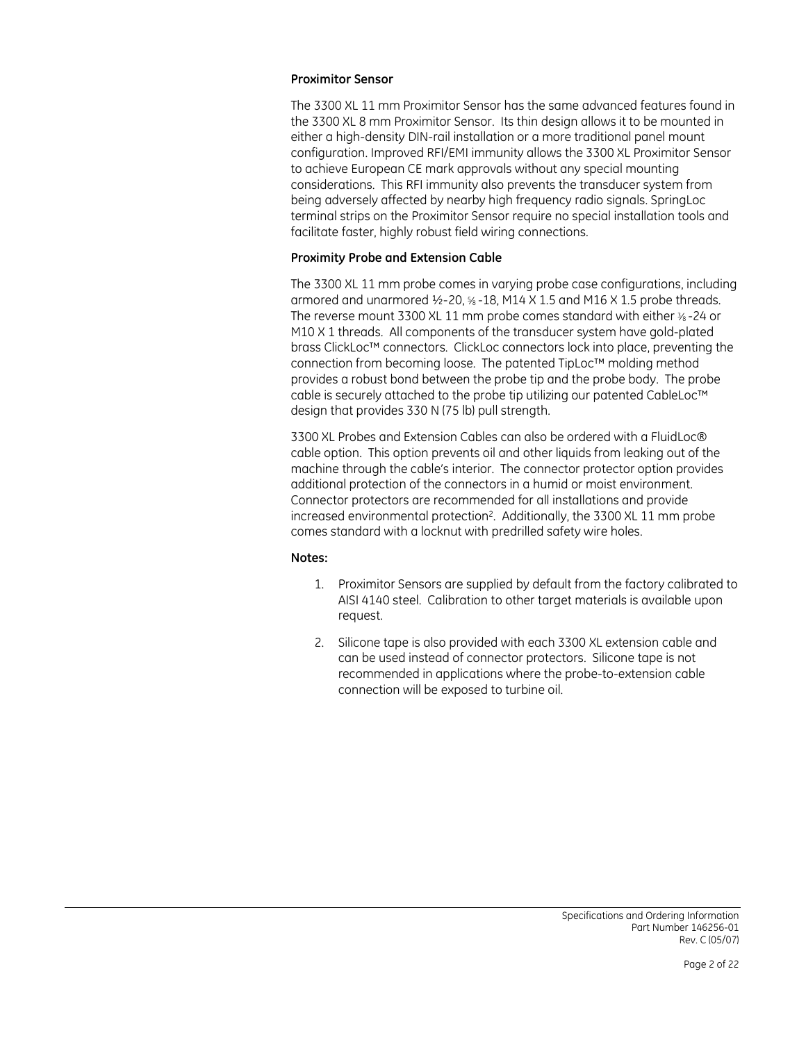**Proximitor Sensor**

The 3300 XL 11 mm Proximitor Sensor has the same advanced features found in the 3300 XL 8 mm Proximitor Sensor. Its thin design allows it to be mounted in either a high-density DIN-rail installation or a more traditional panel mount configuration. Improved RFI/EMI immunity allows the 3300 XL Proximitor Sensor to achieve European CE mark approvals without any special mounting considerations. This RFI immunity also prevents the transducer system from being adversely affected by nearby high frequency radio signals. SpringLoc terminal strips on the Proximitor Sensor require no special installation tools and facilitate faster, highly robust field wiring connections.

**Proximity Probe and Extension Cable**

The 3300 XL 11 mm probe comes in varying probe case configurations, including armored and unarmored ½-20, ⅝-18, M14 X 1.5 and M16 X 1.5 probe threads. The reverse mount 3300 XL 11 mm probe comes standard with either ⅜-24 or M10 X 1 threads. All components of the transducer system have gold-plated brass ClickLoc™ connectors. ClickLoc connectors lock into place, preventing the connection from becoming loose. The patented TipLoc™ molding method provides a robust bond between the probe tip and the probe body. The probe cable is securely attached to the probe tip utilizing our patented CableLoc™ design that provides 330 N (75 lb) pull strength.

3300 XL Probes and Extension Cables can also be ordered with a FluidLoc® cable option. This option prevents oil and other liquids from leaking out of the machine through the cable's interior. The connector protector option provides additional protection of the connectors in a humid or moist environment. Connector protectors are recommended for all installations and provide increased environmental protection[2]. Additionally, the 3300 XL 11 mm probe comes standard with a locknut with predrilled safety wire holes.

**Notes:**

1. Proximitor Sensors are supplied by default from the factory calibrated to AISI 4140 steel. Calibration to other target materials is available upon request.
2. Silicone tape is also provided with each 3300 XL extension cable and can be used instead of connector protectors. Silicone tape is not recommended in applications where the probe-to-extension cable connection will be exposed to turbine oil.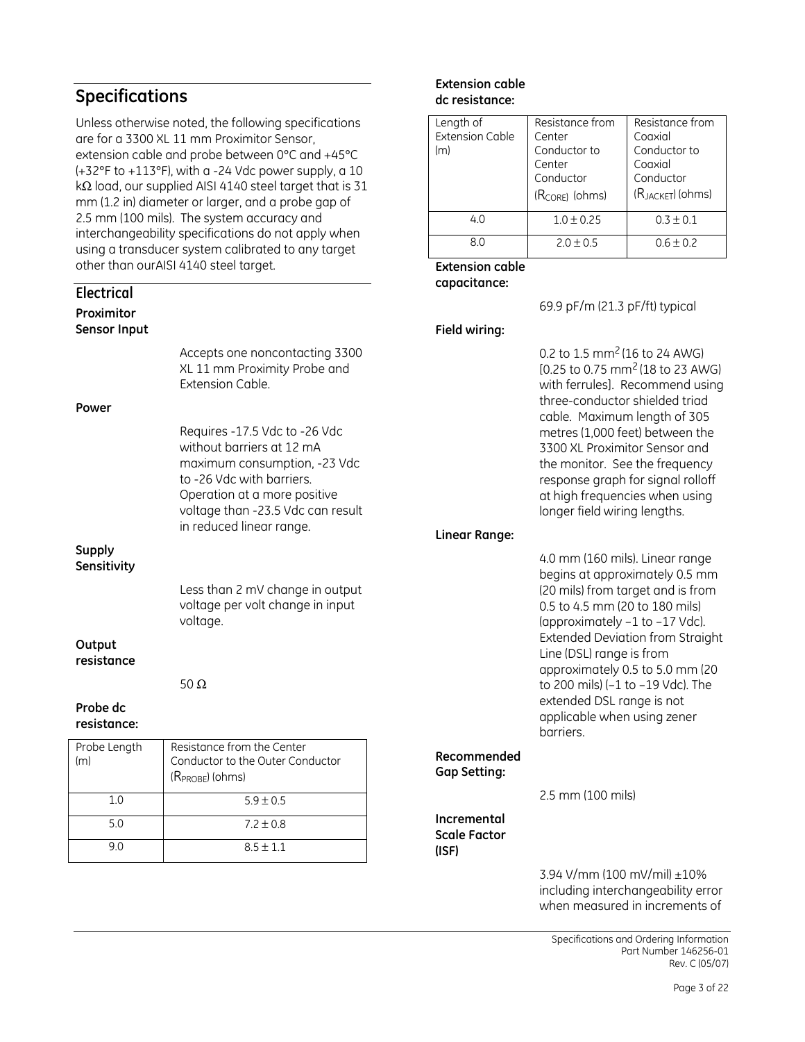## Specifications

Unless otherwise noted, the following specifications are for a 3300 XL 11 mm Proximitor Sensor, extension cable and probe between 0°C and +45°C (+32°F to +113°F), with a -24 Vdc power supply, a 10 kΩ load, our supplied AISI 4140 steel target that is 31 mm (1.2 in) diameter or larger, and a probe gap of 2.5 mm (100 mils). The system accuracy and interchangeability specifications do not apply when using a transducer system calibrated to any target other than ourAISI 4140 steel target.

### Electrical

**Proximitor Sensor Input**

Accepts one noncontacting 3300 XL 11 mm Proximity Probe and Extension Cable.

**Power**

Requires -17.5 Vdc to -26 Vdc without barriers at 12 mA maximum consumption, -23 Vdc to -26 Vdc with barriers. Operation at a more positive voltage than -23.5 Vdc can result in reduced linear range.

**Supply Sensitivity**

Less than 2 mV change in output voltage per volt change in input voltage.

**Output resistance**

50 Ω

**Probe dc resistance:**

| Probe Length (m) | Resistance from the Center Conductor to the Outer Conductor ($R_{PROBE}$) (ohms) |
|---|---|
| 1.0 | 5.9 ± 0.5 |
| 5.0 | 7.2 ± 0.8 |
| 9.0 | 8.5 ± 1.1 |

**Extension cable dc resistance:**

| Length of Extension Cable (m) | Resistance from Center Conductor to Center Conductor ($R_{CORE}$) (ohms) | Resistance from Coaxial Conductor to Coaxial Conductor ($R_{JACKET}$) (ohms) |
|---|---|---|
| 4.0 | 1.0 ± 0.25 | 0.3 ± 0.1 |
| 8.0 | 2.0 ± 0.5 | 0.6 ± 0.2 |

**Extension cable capacitance:**

69.9 pF/m (21.3 pF/ft) typical

**Field wiring:**

0.2 to 1.5 mm$^2$ (16 to 24 AWG) [0.25 to 0.75 mm$^2$ (18 to 23 AWG) with ferrules]. Recommend using three-conductor shielded triad cable. Maximum length of 305 metres (1,000 feet) between the 3300 XL Proximitor Sensor and the monitor. See the frequency response graph for signal rolloff at high frequencies when using longer field wiring lengths.

**Linear Range:**

4.0 mm (160 mils). Linear range begins at approximately 0.5 mm (20 mils) from target and is from 0.5 to 4.5 mm (20 to 180 mils) (approximately –1 to –17 Vdc). Extended Deviation from Straight Line (DSL) range is from approximately 0.5 to 5.0 mm (20 to 200 mils) (–1 to –19 Vdc). The extended DSL range is not applicable when using zener barriers.

**Recommended Gap Setting:**

2.5 mm (100 mils)

**Incremental Scale Factor (ISF)**

3.94 V/mm (100 mV/mil) ±10% including interchangeability error when measured in increments of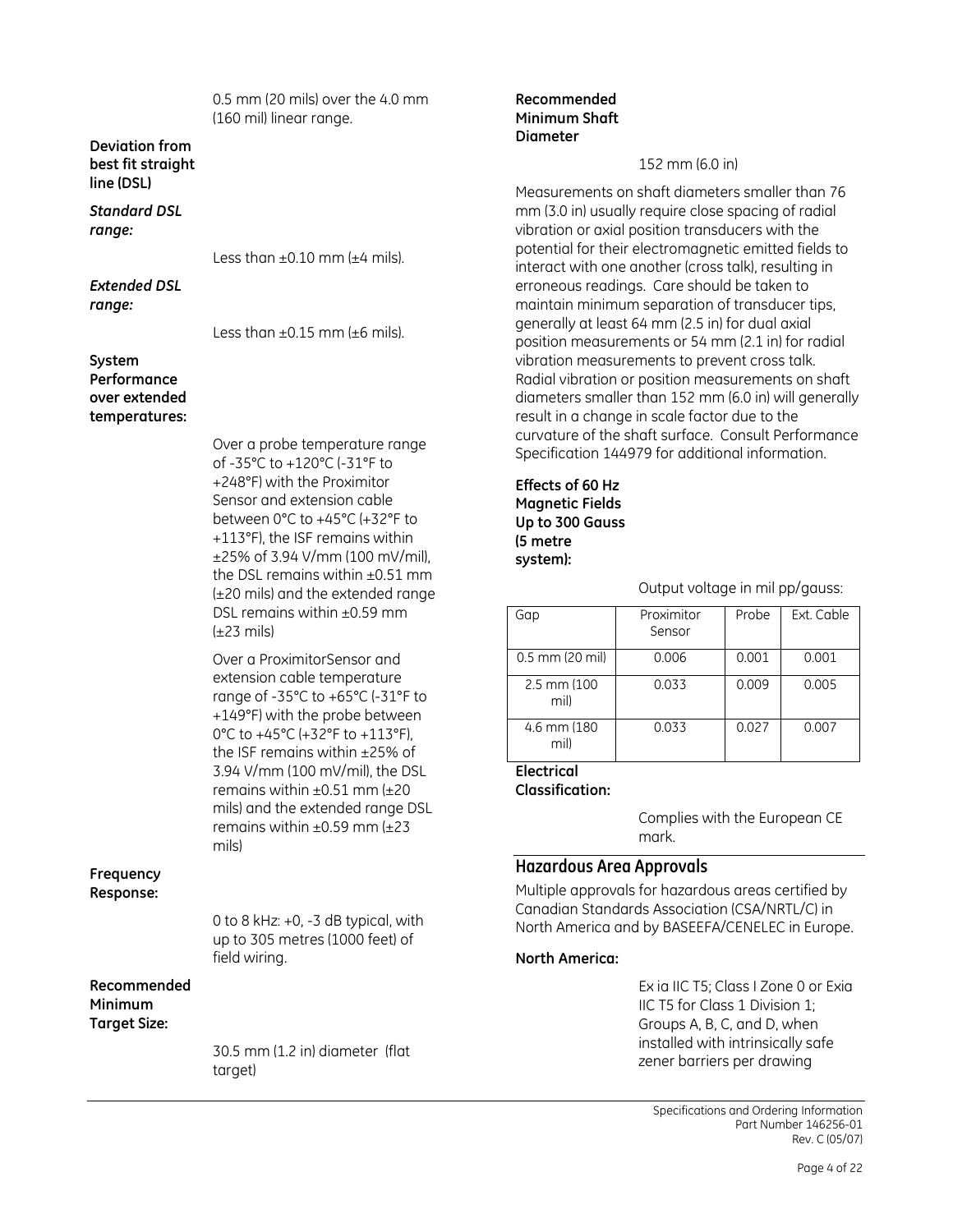0.5 mm (20 mils) over the 4.0 mm (160 mil) linear range.

**Deviation from best fit straight line (DSL)**

***Standard DSL range:***

Less than ±0.10 mm (±4 mils).

***Extended DSL range:***

Less than ±0.15 mm (±6 mils).

**System Performance over extended temperatures:**

Over a probe temperature range of -35°C to +120°C (-31°F to +248°F) with the Proximitor Sensor and extension cable between 0°C to +45°C (+32°F to +113°F), the ISF remains within ±25% of 3.94 V/mm (100 mV/mil), the DSL remains within ±0.51 mm (±20 mils) and the extended range DSL remains within ±0.59 mm (±23 mils)

Over a ProximitorSensor and extension cable temperature range of -35°C to +65°C (-31°F to +149°F) with the probe between 0°C to +45°C (+32°F to +113°F), the ISF remains within ±25% of 3.94 V/mm (100 mV/mil), the DSL remains within ±0.51 mm (±20 mils) and the extended range DSL remains within ±0.59 mm (±23 mils)

**Frequency Response:**

0 to 8 kHz: +0, -3 dB typical, with up to 305 metres (1000 feet) of field wiring.

**Recommended Minimum Target Size:**

30.5 mm (1.2 in) diameter (flat target)

**Recommended Minimum Shaft Diameter**

152 mm (6.0 in)

Measurements on shaft diameters smaller than 76 mm (3.0 in) usually require close spacing of radial vibration or axial position transducers with the potential for their electromagnetic emitted fields to interact with one another (cross talk), resulting in erroneous readings. Care should be taken to maintain minimum separation of transducer tips, generally at least 64 mm (2.5 in) for dual axial position measurements or 54 mm (2.1 in) for radial vibration measurements to prevent cross talk. Radial vibration or position measurements on shaft diameters smaller than 152 mm (6.0 in) will generally result in a change in scale factor due to the curvature of the shaft surface. Consult Performance Specification 144979 for additional information.

**Effects of 60 Hz Magnetic Fields Up to 300 Gauss (5 metre system):**

Output voltage in mil pp/gauss:

| Gap | Proximitor Sensor | Probe | Ext. Cable |
|---|---|---|---|
| 0.5 mm (20 mil) | 0.006 | 0.001 | 0.001 |
| 2.5 mm (100 mil) | 0.033 | 0.009 | 0.005 |
| 4.6 mm (180 mil) | 0.033 | 0.027 | 0.007 |

**Electrical Classification:**

Complies with the European CE mark.

## Hazardous Area Approvals

Multiple approvals for hazardous areas certified by Canadian Standards Association (CSA/NRTL/C) in North America and by BASEEFA/CENELEC in Europe.

**North America:**

Ex ia IIC T5; Class I Zone 0 or Exia IIC T5 for Class 1 Division 1; Groups A, B, C, and D, when installed with intrinsically safe zener barriers per drawing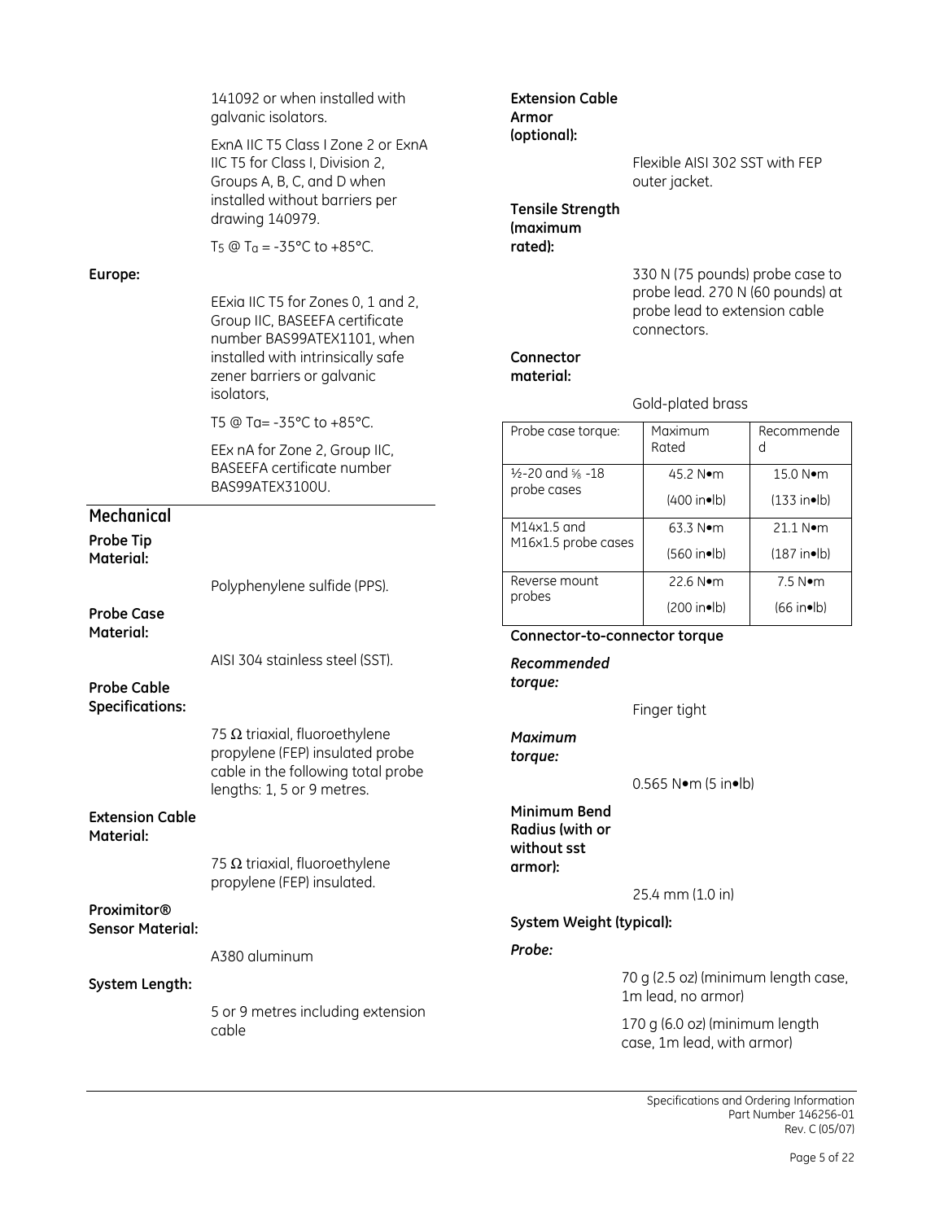141092 or when installed with galvanic isolators.

ExnA IIC T5 Class I Zone 2 or ExnA IIC T5 for Class I, Division 2, Groups A, B, C, and D when installed without barriers per drawing 140979.

$T_5$ @ $T_a$ = -35°C to +85°C.

**Europe:**

EExia IIC T5 for Zones 0, 1 and 2, Group IIC, BASEEFA certificate number BAS99ATEX1101, when installed with intrinsically safe zener barriers or galvanic isolators,

T5 @ Ta= -35°C to +85°C.

EEx nA for Zone 2, Group IIC, BASEEFA certificate number BAS99ATEX3100U.

## Mechanical

**Probe Tip Material:**

Polyphenylene sulfide (PPS).

**Probe Case Material:**

AISI 304 stainless steel (SST).

**Probe Cable Specifications:**

75 Ω triaxial, fluoroethylene propylene (FEP) insulated probe cable in the following total probe lengths: 1, 5 or 9 metres.

**Extension Cable Material:**

75 Ω triaxial, fluoroethylene propylene (FEP) insulated.

**Proximitor® Sensor Material:**

A380 aluminum

**System Length:**

5 or 9 metres including extension cable

**Extension Cable Armor (optional):**

Flexible AISI 302 SST with FEP outer jacket.

**Tensile Strength (maximum rated):**

330 N (75 pounds) probe case to probe lead. 270 N (60 pounds) at probe lead to extension cable connectors.

**Connector material:**

Gold-plated brass

| Probe case torque: | Maximum Rated | Recommended |
|---|---|---|
| ½-20 and ⅝ -18 probe cases | 45.2 N•m (400 in•lb) | 15.0 N•m (133 in•lb) |
| M14x1.5 and M16x1.5 probe cases | 63.3 N•m (560 in•lb) | 21.1 N•m (187 in•lb) |
| Reverse mount probes | 22.6 N•m (200 in•lb) | 7.5 N•m (66 in•lb) |

**Connector-to-connector torque**

***Recommended torque:***

Finger tight

***Maximum torque:***

0.565 N•m (5 in•lb)

**Minimum Bend Radius (with or without sst armor):**

25.4 mm (1.0 in)

**System Weight (typical):**

***Probe:***

70 g (2.5 oz) (minimum length case, 1m lead, no armor)

170 g (6.0 oz) (minimum length case, 1m lead, with armor)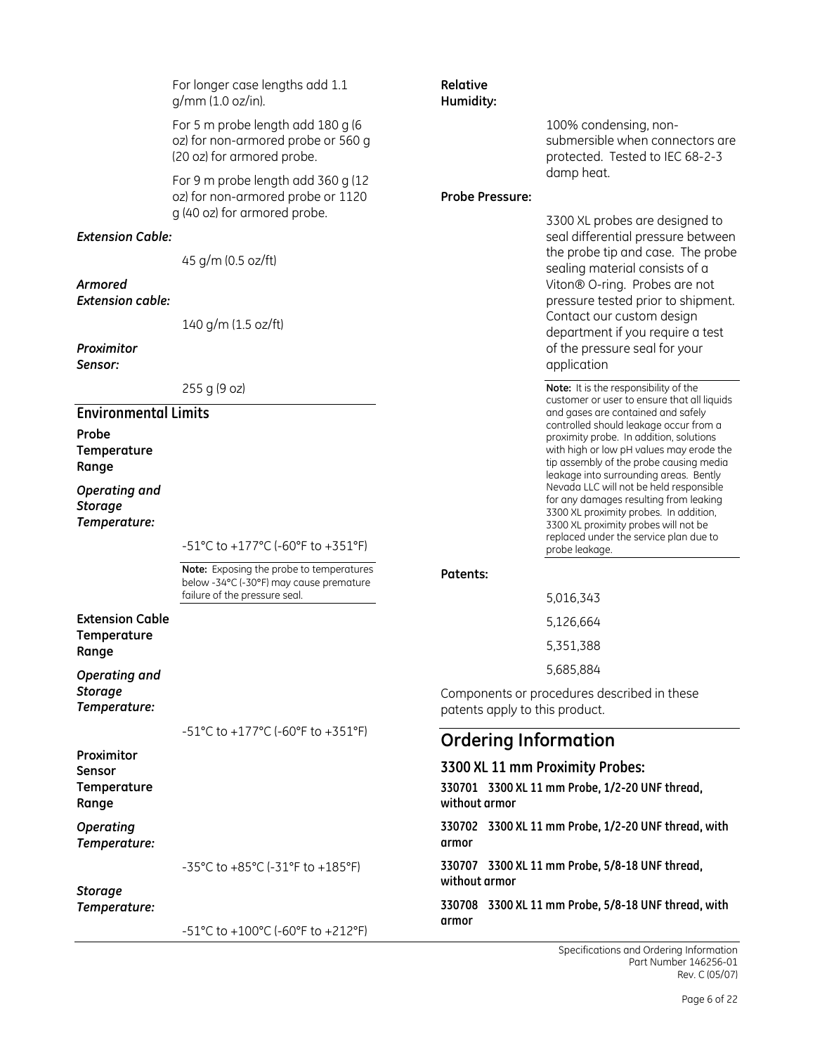For longer case lengths add 1.1 g/mm (1.0 oz/in).

For 5 m probe length add 180 g (6 oz) for non-armored probe or 560 g (20 oz) for armored probe.

For 9 m probe length add 360 g (12 oz) for non-armored probe or 1120 g (40 oz) for armored probe.

***Extension Cable:***

45 g/m (0.5 oz/ft)

***Armored Extension cable:***

140 g/m (1.5 oz/ft)

***Proximitor Sensor:***

255 g (9 oz)

## Environmental Limits

**Probe Temperature Range**

***Operating and Storage Temperature:***

-51°C to +177°C (-60°F to +351°F)

**Note:** Exposing the probe to temperatures below -34°C (-30°F) may cause premature failure of the pressure seal.

**Extension Cable Temperature Range**

***Operating and Storage Temperature:***

-51°C to +177°C (-60°F to +351°F)

**Proximitor Sensor Temperature Range**

***Operating Temperature:***

-35°C to +85°C (-31°F to +185°F)

***Storage Temperature:***

-51°C to +100°C (-60°F to +212°F)

**Relative Humidity:**

100% condensing, non-submersible when connectors are protected. Tested to IEC 68-2-3 damp heat.

**Probe Pressure:**

3300 XL probes are designed to seal differential pressure between the probe tip and case. The probe sealing material consists of a Viton® O-ring. Probes are not pressure tested prior to shipment. Contact our custom design department if you require a test of the pressure seal for your application

**Note:** It is the responsibility of the customer or user to ensure that all liquids and gases are contained and safely controlled should leakage occur from a proximity probe. In addition, solutions with high or low pH values may erode the tip assembly of the probe causing media leakage into surrounding areas. Bently Nevada LLC will not be held responsible for any damages resulting from leaking 3300 XL proximity probes. In addition, 3300 XL proximity probes will not be replaced under the service plan due to probe leakage.

**Patents:**

5,016,343

5,126,664

5,351,388

5,685,884

Components or procedures described in these patents apply to this product.

# Ordering Information

### 3300 XL 11 mm Proximity Probes:

**330701 3300 XL 11 mm Probe, 1/2-20 UNF thread, without armor**

**330702 3300 XL 11 mm Probe, 1/2-20 UNF thread, with armor**

**330707 3300 XL 11 mm Probe, 5/8-18 UNF thread, without armor**

**330708 3300 XL 11 mm Probe, 5/8-18 UNF thread, with armor**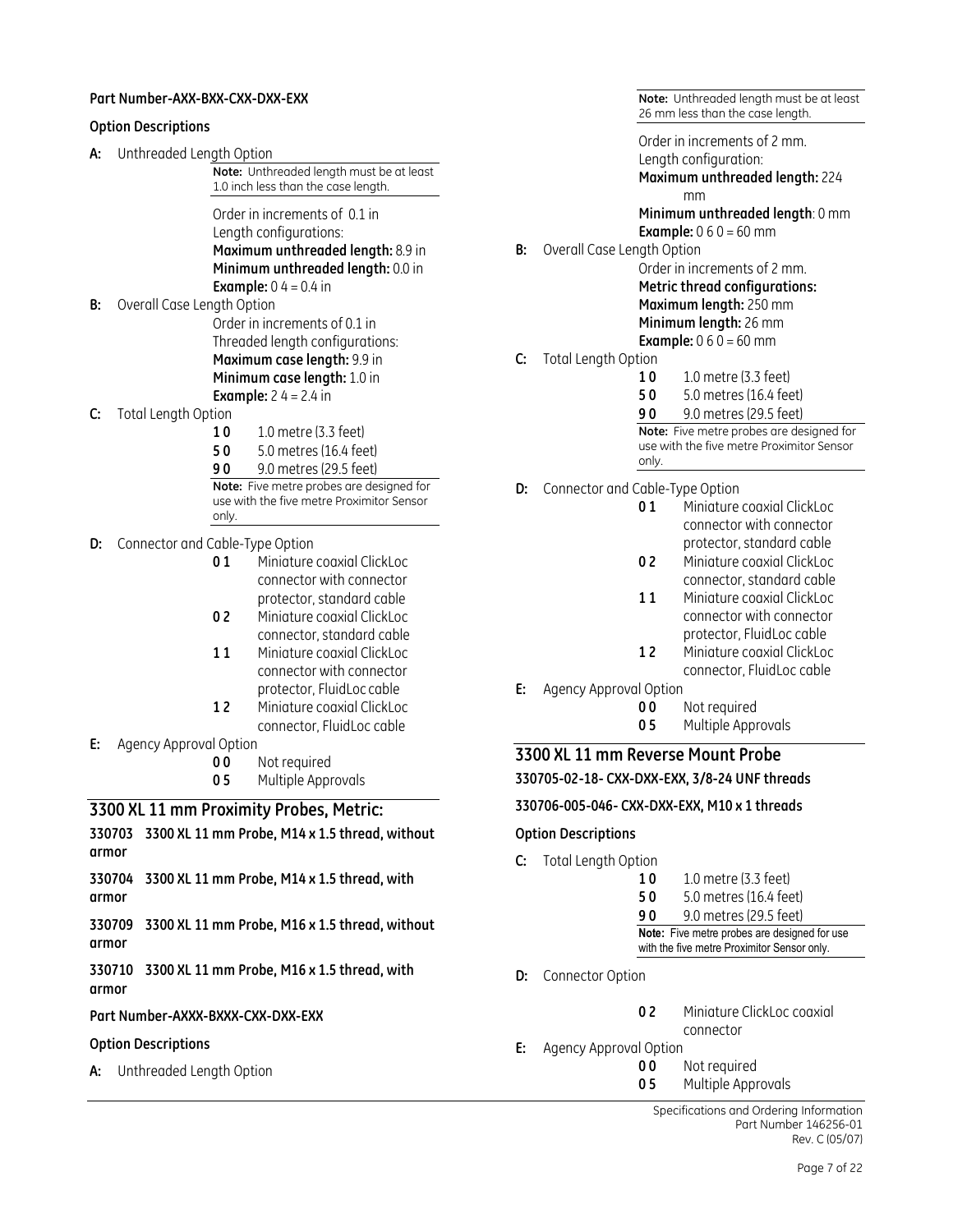**Part Number-AXX-BXX-CXX-DXX-EXX**

**Option Descriptions**

**A:** Unthreaded Length Option

**Note:** Unthreaded length must be at least 1.0 inch less than the case length.

Order in increments of 0.1 in
Length configurations:
**Maximum unthreaded length:** 8.9 in
**Minimum unthreaded length:** 0.0 in
**Example:** 0 4 = 0.4 in

**B:** Overall Case Length Option

Order in increments of 0.1 in
Threaded length configurations:
**Maximum case length:** 9.9 in
**Minimum case length:** 1.0 in
**Example:** 2 4 = 2.4 in

**C:** Total Length Option

- **1 0** 1.0 metre (3.3 feet)
- **5 0** 5.0 metres (16.4 feet)
- **9 0** 9.0 metres (29.5 feet)

**Note:** Five metre probes are designed for use with the five metre Proximitor Sensor only.

**D:** Connector and Cable-Type Option

- **0 1** Miniature coaxial ClickLoc connector with connector protector, standard cable
- **0 2** Miniature coaxial ClickLoc connector, standard cable
- **1 1** Miniature coaxial ClickLoc connector with connector protector, FluidLoc cable
- **1 2** Miniature coaxial ClickLoc connector, FluidLoc cable

**E:** Agency Approval Option

- **0 0** Not required
- **0 5** Multiple Approvals

## 3300 XL 11 mm Proximity Probes, Metric:

**330703 3300 XL 11 mm Probe, M14 x 1.5 thread, without armor**

**330704 3300 XL 11 mm Probe, M14 x 1.5 thread, with armor**

**330709 3300 XL 11 mm Probe, M16 x 1.5 thread, without armor**

**330710 3300 XL 11 mm Probe, M16 x 1.5 thread, with armor**

**Part Number-AXXX-BXXX-CXX-DXX-EXX**

**Option Descriptions**

**A:** Unthreaded Length Option

**Note:** Unthreaded length must be at least 26 mm less than the case length.

Order in increments of 2 mm.
Length configuration:
**Maximum unthreaded length:** 224 mm
**Minimum unthreaded length**: 0 mm
**Example:** 0 6 0 = 60 mm

**B:** Overall Case Length Option

Order in increments of 2 mm.
**Metric thread configurations:**
**Maximum length:** 250 mm
**Minimum length:** 26 mm
**Example:** 0 6 0 = 60 mm

**C:** Total Length Option

- **1 0** 1.0 metre (3.3 feet)
- **5 0** 5.0 metres (16.4 feet)
- **9 0** 9.0 metres (29.5 feet)

**Note:** Five metre probes are designed for use with the five metre Proximitor Sensor only.

**D:** Connector and Cable-Type Option

- **0 1** Miniature coaxial ClickLoc connector with connector protector, standard cable
- **0 2** Miniature coaxial ClickLoc connector, standard cable
- **1 1** Miniature coaxial ClickLoc connector with connector protector, FluidLoc cable
- **1 2** Miniature coaxial ClickLoc connector, FluidLoc cable

**E:** Agency Approval Option

- **0 0** Not required
- **0 5** Multiple Approvals

## 3300 XL 11 mm Reverse Mount Probe

**330705-02-18- CXX-DXX-EXX, 3/8-24 UNF threads**

**330706-005-046- CXX-DXX-EXX, M10 x 1 threads**

**Option Descriptions**

**C:** Total Length Option

- **1 0** 1.0 metre (3.3 feet)
- **5 0** 5.0 metres (16.4 feet)
- **9 0** 9.0 metres (29.5 feet)

**Note:** Five metre probes are designed for use with the five metre Proximitor Sensor only.

**D:** Connector Option

- **0 2** Miniature ClickLoc coaxial connector

**E:** Agency Approval Option

- **0 0** Not required
- **0 5** Multiple Approvals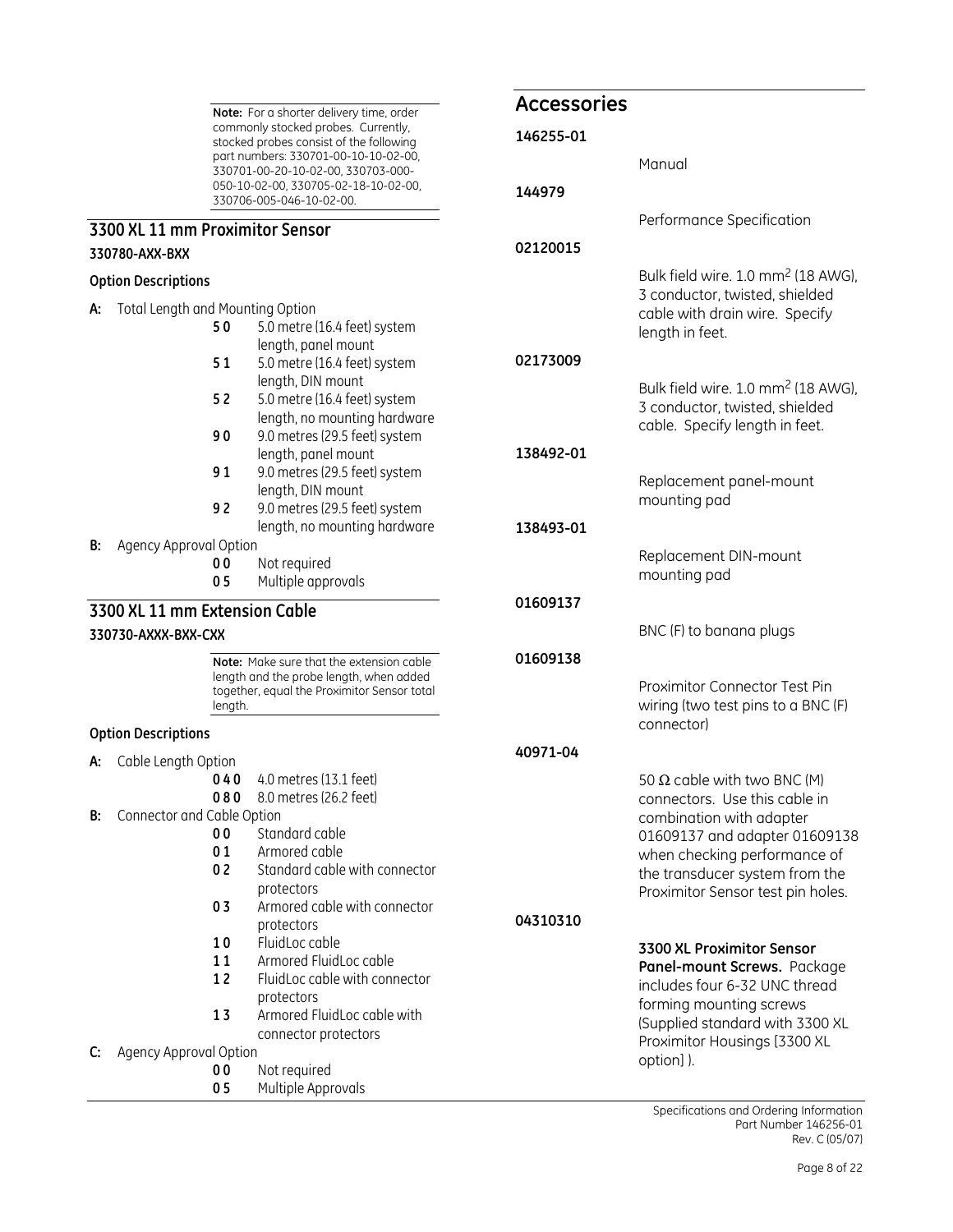**Note:** For a shorter delivery time, order commonly stocked probes. Currently, stocked probes consist of the following part numbers: 330701-00-10-10-02-00, 330701-00-20-10-02-00, 330703-000-050-10-02-00, 330705-02-18-10-02-00, 330706-005-046-10-02-00.

## 3300 XL 11 mm Proximitor Sensor

**330780-AXX-BXX**

**Option Descriptions**

**A:** Total Length and Mounting Option

- **5 0** 5.0 metre (16.4 feet) system length, panel mount
- **5 1** 5.0 metre (16.4 feet) system length, DIN mount
- **5 2** 5.0 metre (16.4 feet) system length, no mounting hardware
- **9 0** 9.0 metres (29.5 feet) system length, panel mount
- **9 1** 9.0 metres (29.5 feet) system length, DIN mount
- **9 2** 9.0 metres (29.5 feet) system length, no mounting hardware

**B:** Agency Approval Option

- **0 0** Not required
- **0 5** Multiple approvals

## 3300 XL 11 mm Extension Cable

**330730-AXXX-BXX-CXX**

**Note:** Make sure that the extension cable length and the probe length, when added together, equal the Proximitor Sensor total length.

**Option Descriptions**

**A:** Cable Length Option

- **0 4 0** 4.0 metres (13.1 feet)
- **0 8 0** 8.0 metres (26.2 feet)

**B:** Connector and Cable Option

- **0 0** Standard cable
- **0 1** Armored cable
- **0 2** Standard cable with connector protectors
- **0 3** Armored cable with connector protectors
- **1 0** FluidLoc cable
- **1 1** Armored FluidLoc cable
- **1 2** FluidLoc cable with connector protectors
- **1 3** Armored FluidLoc cable with connector protectors

**C:** Agency Approval Option

- **0 0** Not required
- **0 5** Multiple Approvals

## Accessories

**146255-01**

Manual

**144979**

Performance Specification

**02120015**

Bulk field wire. 1.0 mm² (18 AWG), 3 conductor, twisted, shielded cable with drain wire. Specify length in feet.

**02173009**

Bulk field wire. 1.0 mm² (18 AWG), 3 conductor, twisted, shielded cable. Specify length in feet.

**138492-01**

Replacement panel-mount mounting pad

**138493-01**

Replacement DIN-mount mounting pad

**01609137**

BNC (F) to banana plugs

**01609138**

Proximitor Connector Test Pin wiring (two test pins to a BNC (F) connector)

**40971-04**

50 Ω cable with two BNC (M) connectors. Use this cable in combination with adapter 01609137 and adapter 01609138 when checking performance of the transducer system from the Proximitor Sensor test pin holes.

**04310310**

**3300 XL Proximitor Sensor Panel-mount Screws.** Package includes four 6-32 UNC thread forming mounting screws (Supplied standard with 3300 XL Proximitor Housings [3300 XL option] ).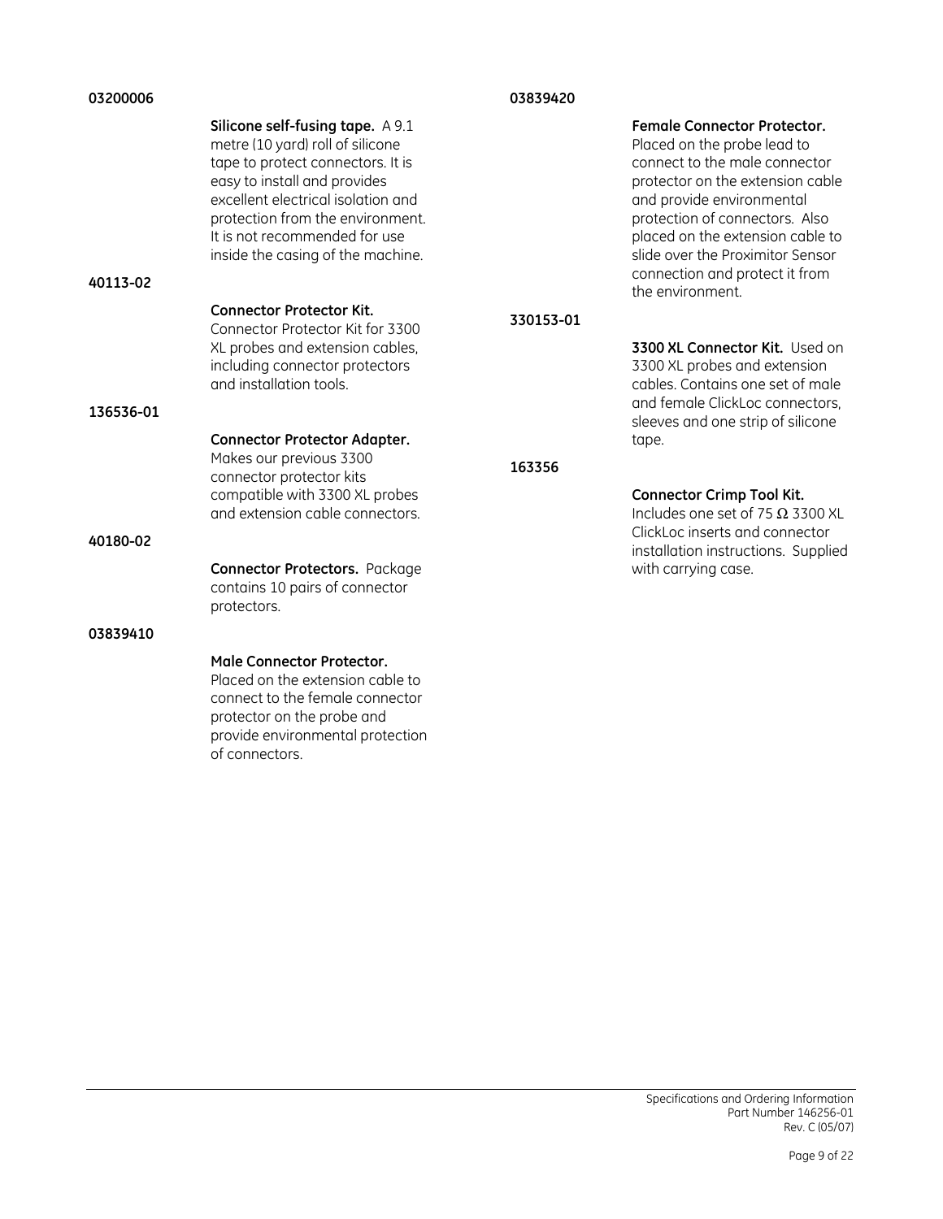**03200006**

**Silicone self-fusing tape.** A 9.1 metre (10 yard) roll of silicone tape to protect connectors. It is easy to install and provides excellent electrical isolation and protection from the environment. It is not recommended for use inside the casing of the machine.

**40113-02**

**Connector Protector Kit.** Connector Protector Kit for 3300 XL probes and extension cables, including connector protectors and installation tools.

**136536-01**

**Connector Protector Adapter.** Makes our previous 3300 connector protector kits compatible with 3300 XL probes and extension cable connectors.

**40180-02**

**Connector Protectors.** Package contains 10 pairs of connector protectors.

**03839410**

**Male Connector Protector.** Placed on the extension cable to connect to the female connector protector on the probe and provide environmental protection of connectors.

**03839420**

**Female Connector Protector.** Placed on the probe lead to connect to the male connector protector on the extension cable and provide environmental protection of connectors. Also placed on the extension cable to slide over the Proximitor Sensor connection and protect it from the environment.

**330153-01**

**3300 XL Connector Kit.** Used on 3300 XL probes and extension cables. Contains one set of male and female ClickLoc connectors, sleeves and one strip of silicone tape.

**163356**

**Connector Crimp Tool Kit.** Includes one set of 75 Ω 3300 XL ClickLoc inserts and connector installation instructions. Supplied with carrying case.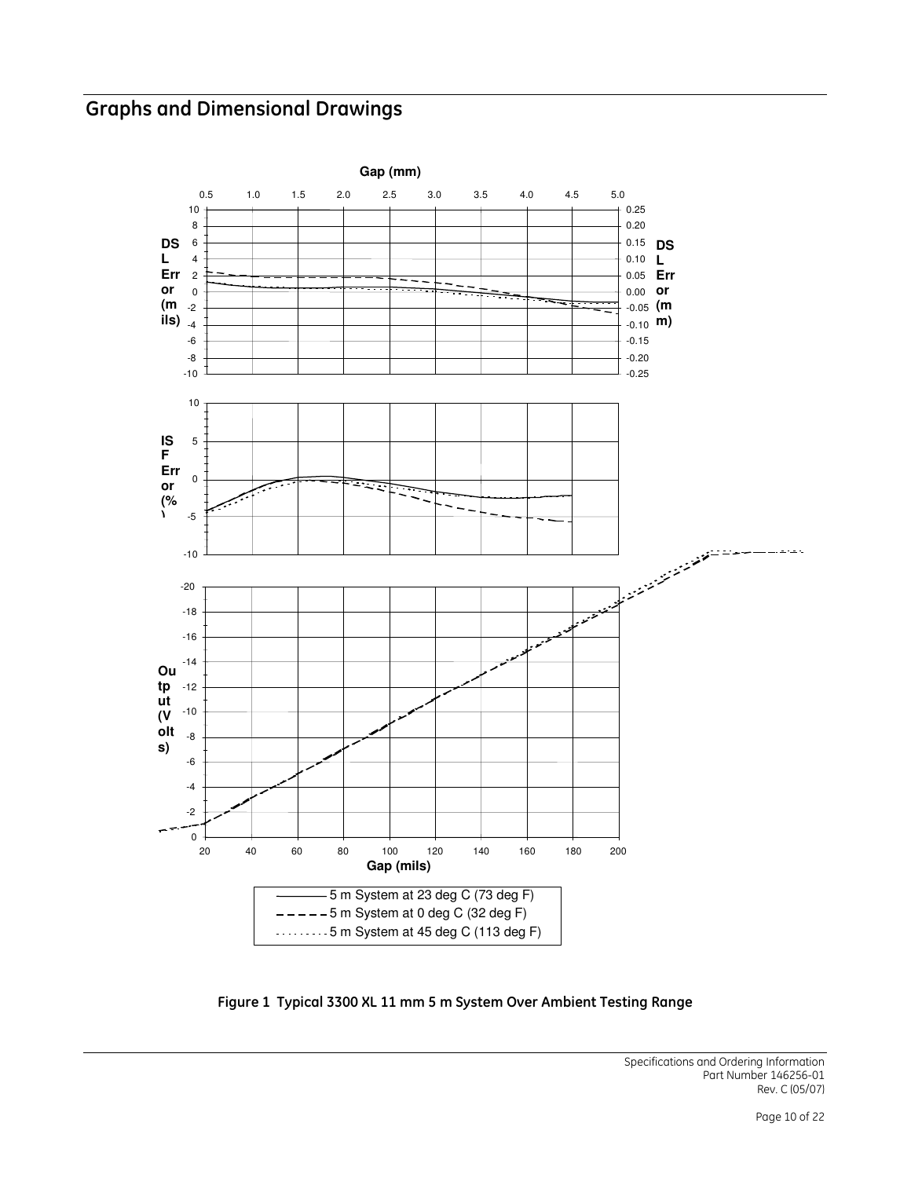## Graphs and Dimensional Drawings

Gap (mm)

0.5 1.0 1.5 2.0 2.5 3.0 3.5 4.0 4.5 5.0

DSL Error (mils)

DSL Error (mm)

ISF Error (%)

Output (Volts)

Gap (mils)

20 40 60 80 100 120 140 160 180 200

5 m System at 23 deg C (73 deg F)

5 m System at 0 deg C (32 deg F)

5 m System at 45 deg C (113 deg F)

**Figure 1 Typical 3300 XL 11 mm 5 m System Over Ambient Testing Range**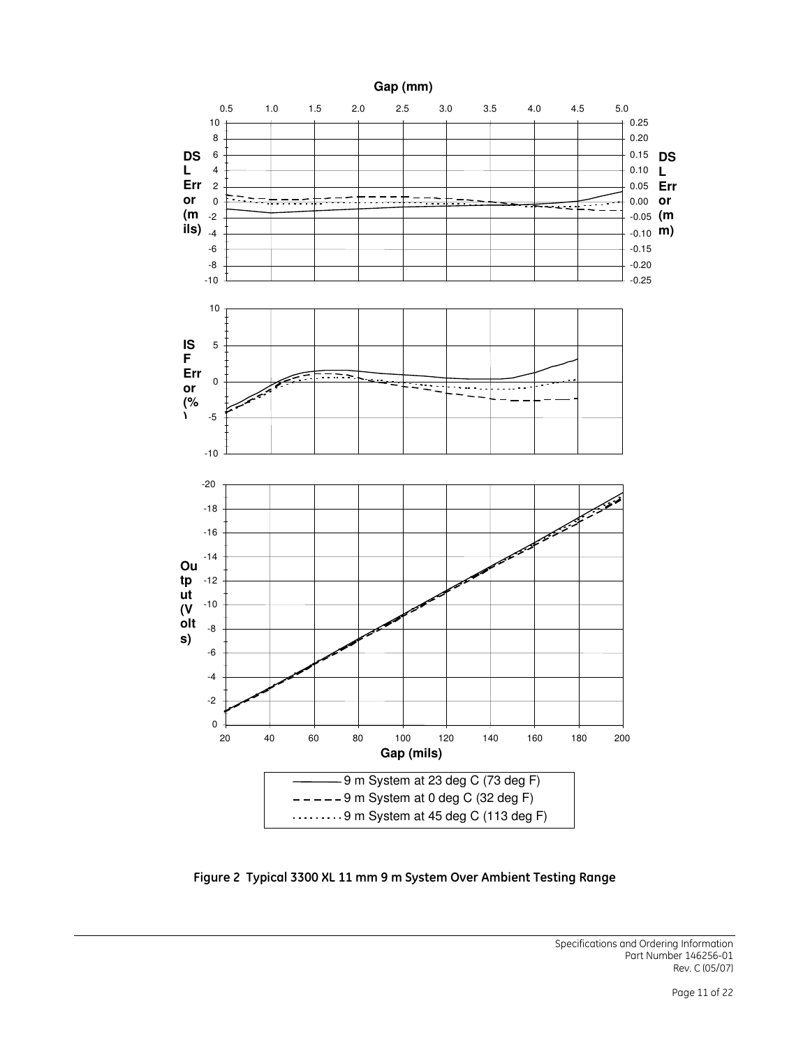Figure 2 Typical 3300 XL 11 mm 9 m System Over Ambient Testing Range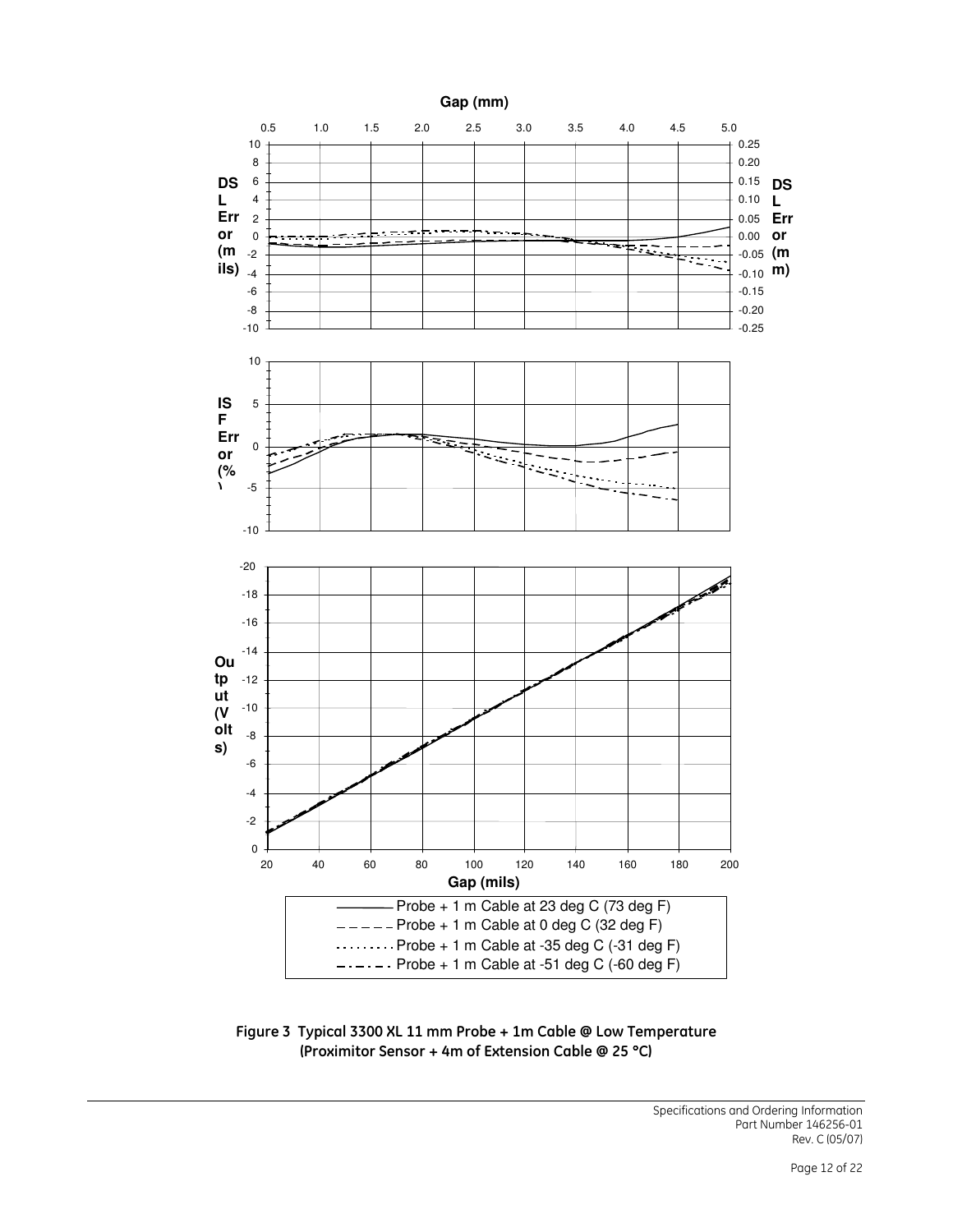Gap (mm)

DSL Error (mils) / DSL Error (mm)

ISF Error (%)

Output (Volts)

Gap (mils)

- Probe + 1 m Cable at 23 deg C (73 deg F)
- Probe + 1 m Cable at 0 deg C (32 deg F)
- Probe + 1 m Cable at -35 deg C (-31 deg F)
- Probe + 1 m Cable at -51 deg C (-60 deg F)

**Figure 3 Typical 3300 XL 11 mm Probe + 1m Cable @ Low Temperature (Proximitor Sensor + 4m of Extension Cable @ 25 °C)**

Specifications and Ordering Information
Part Number 146256-01
Rev. C (05/07)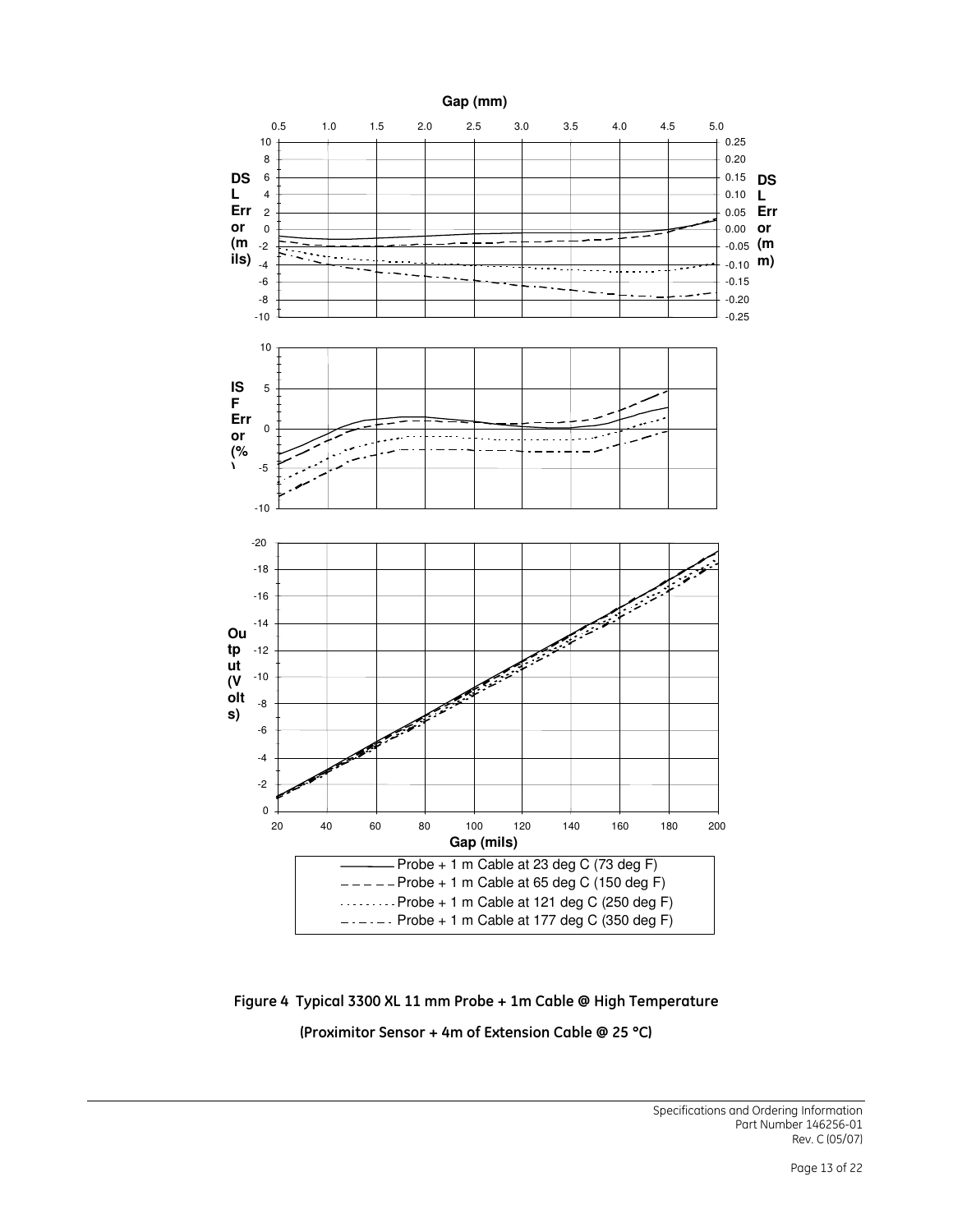Gap (mm)

DSL Error (mils) | DSL Error (mm)

ISF Error (%)

Output (Volts)

Gap (mils)

Probe + 1 m Cable at 23 deg C (73 deg F)
Probe + 1 m Cable at 65 deg C (150 deg F)
Probe + 1 m Cable at 121 deg C (250 deg F)
Probe + 1 m Cable at 177 deg C (350 deg F)

**Figure 4 Typical 3300 XL 11 mm Probe + 1m Cable @ High Temperature**

**(Proximitor Sensor + 4m of Extension Cable @ 25 °C)**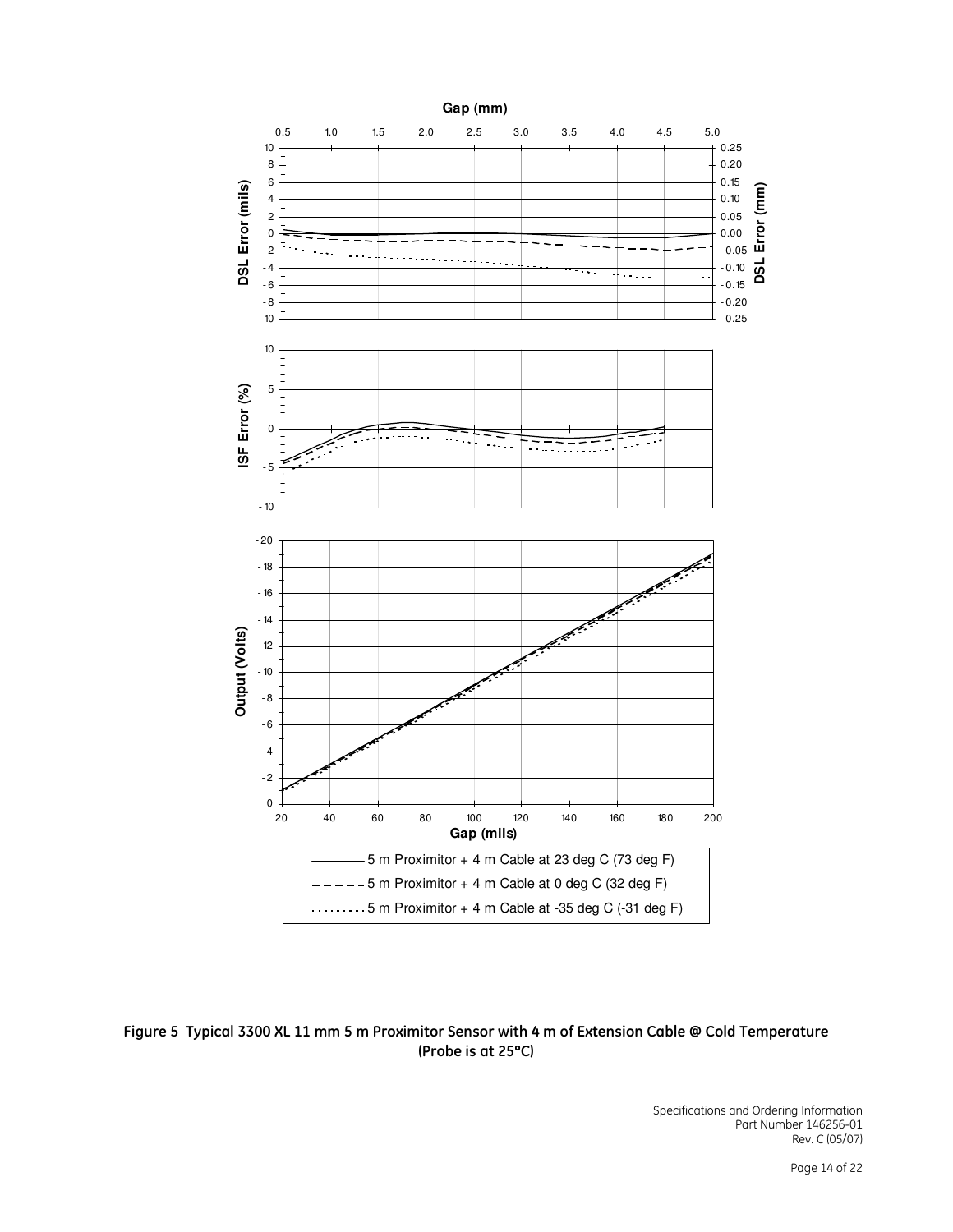**Figure 5 Typical 3300 XL 11 mm 5 m Proximitor Sensor with 4 m of Extension Cable @ Cold Temperature (Probe is at 25°C)**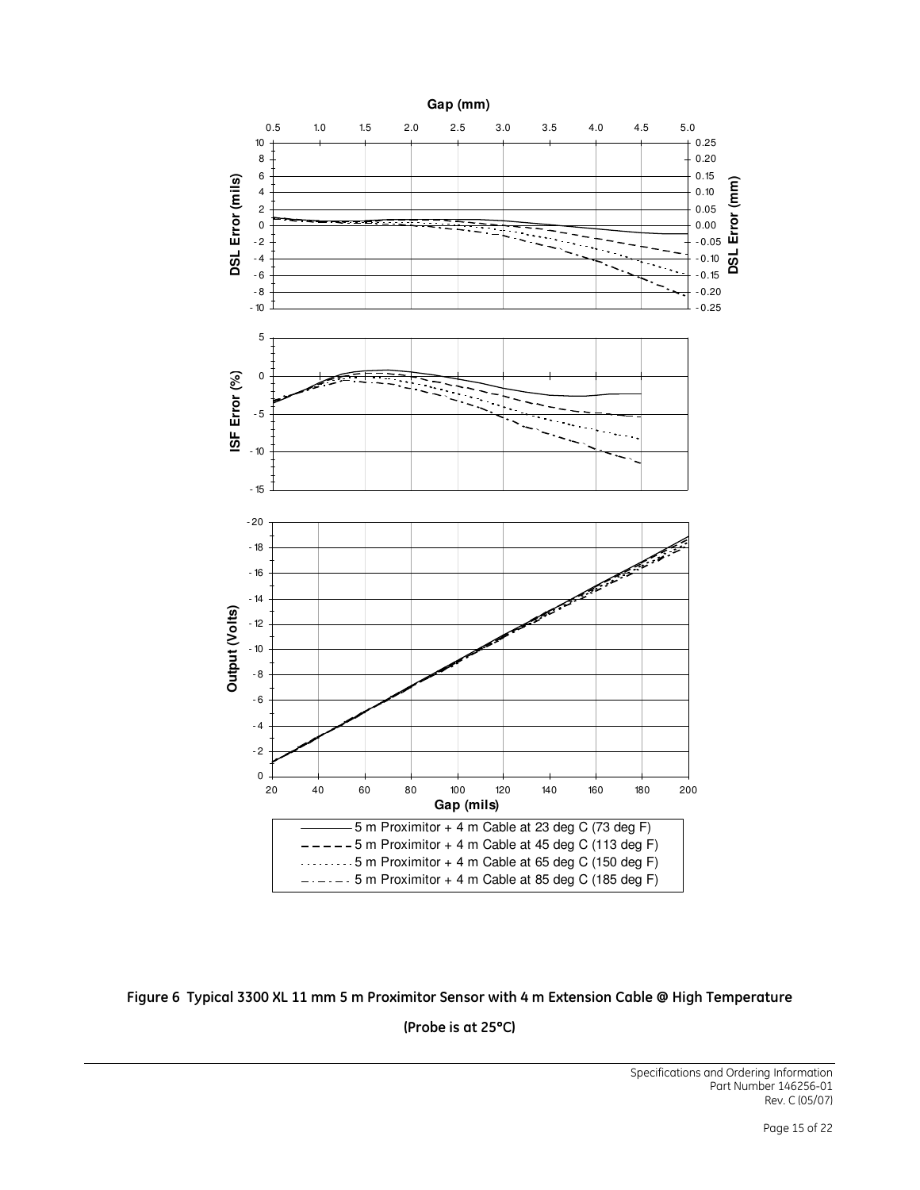**Figure 6 Typical 3300 XL 11 mm 5 m Proximitor Sensor with 4 m Extension Cable @ High Temperature**

**(Probe is at 25°C)**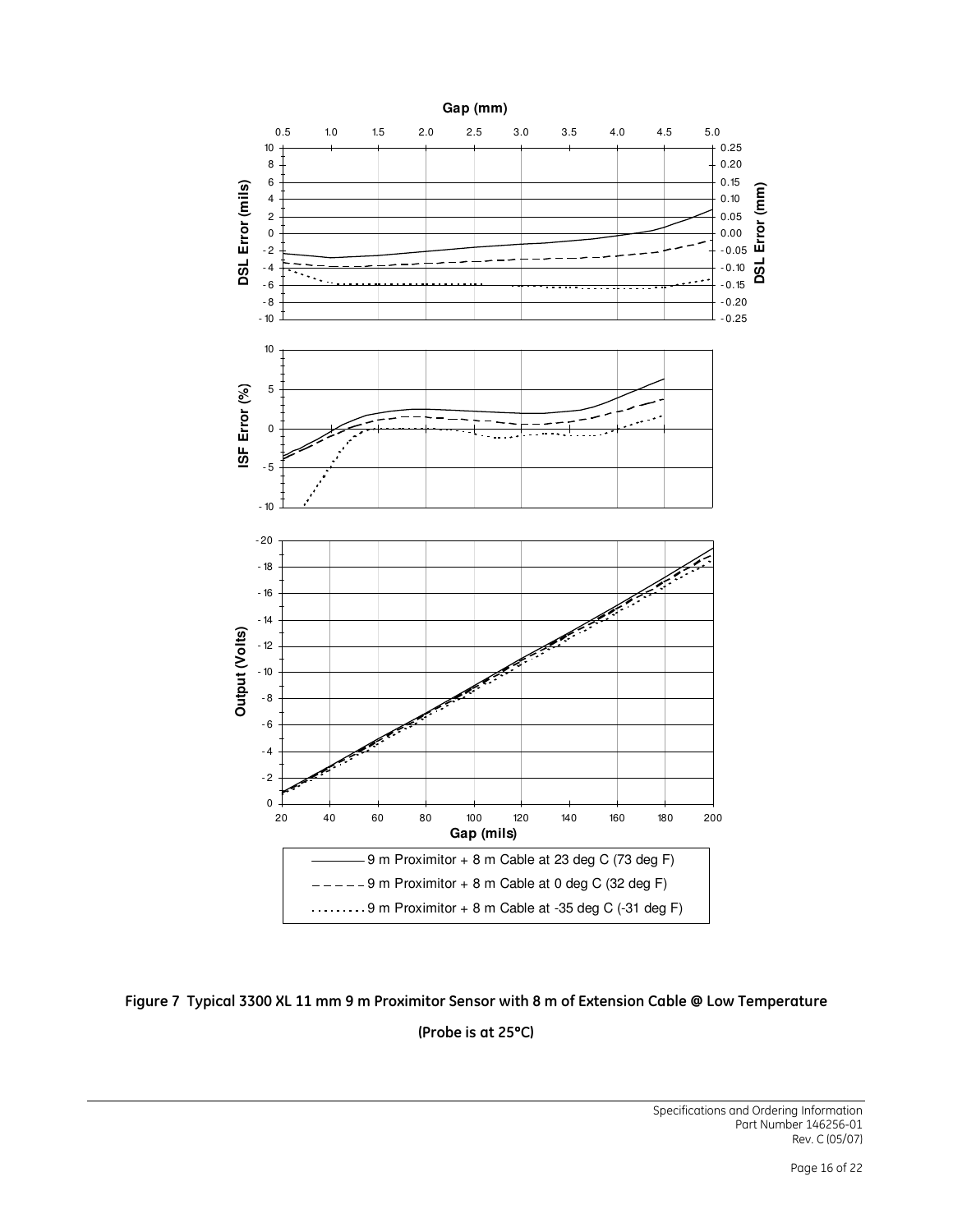**Figure 7 Typical 3300 XL 11 mm 9 m Proximitor Sensor with 8 m of Extension Cable @ Low Temperature**

**(Probe is at 25°C)**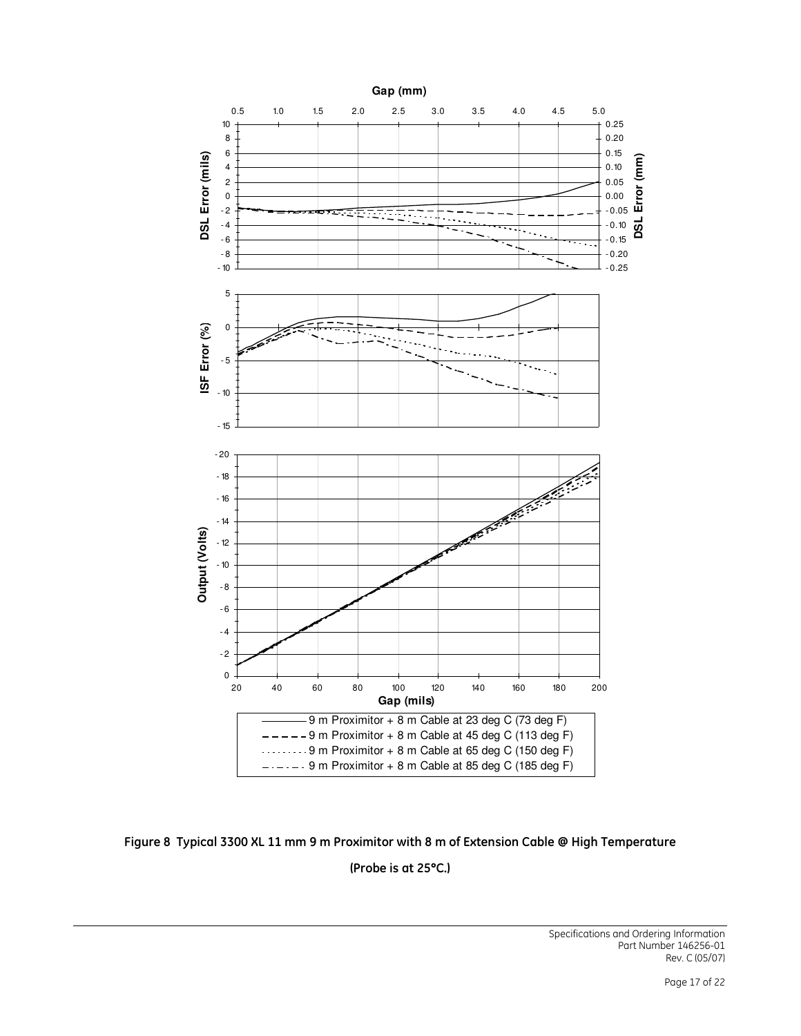Figure 8 Typical 3300 XL 11 mm 9 m Proximitor with 8 m of Extension Cable @ High Temperature

(Probe is at 25°C.)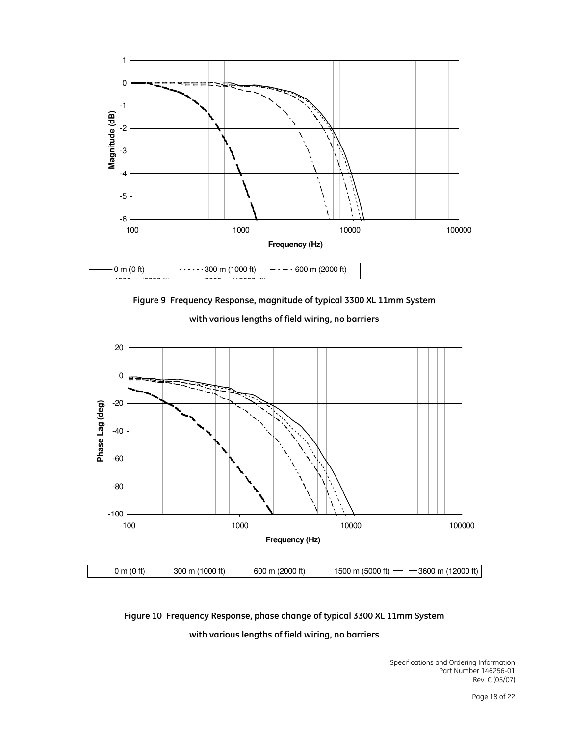Figure 9 Frequency Response, magnitude of typical 3300 XL 11mm System with various lengths of field wiring, no barriers

Figure 10 Frequency Response, phase change of typical 3300 XL 11mm System with various lengths of field wiring, no barriers

Specifications and Ordering Information
Part Number 146256-01
Rev. C (05/07)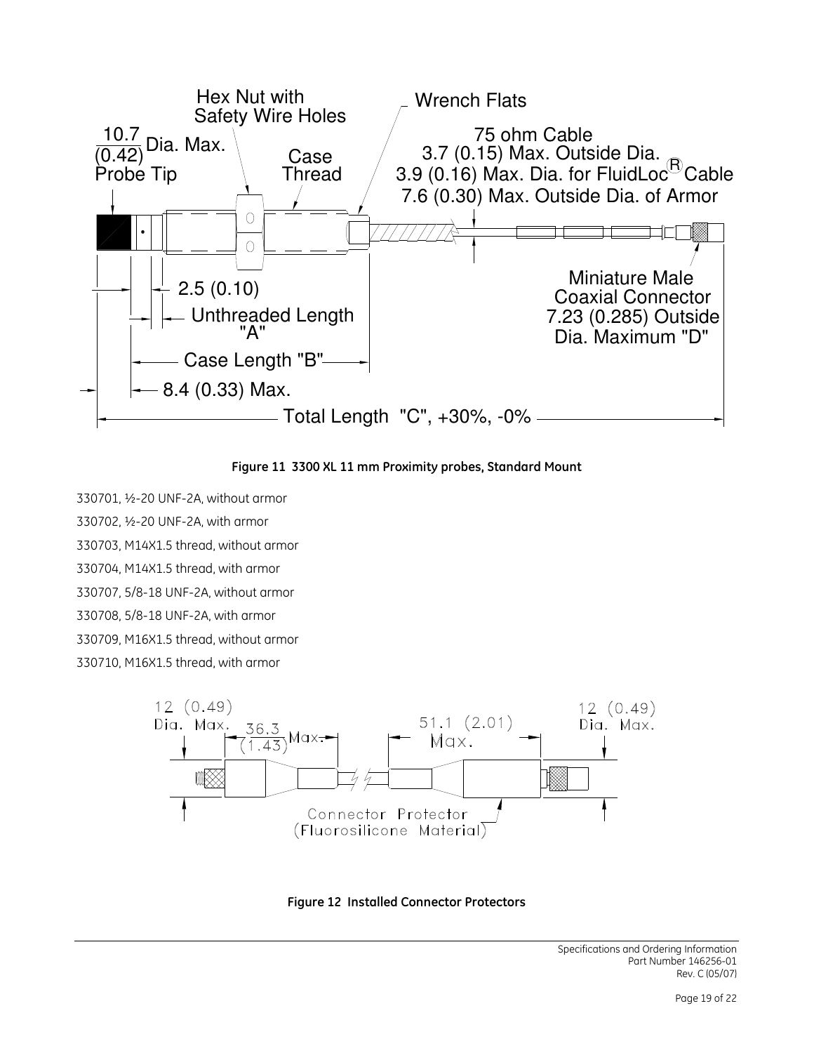Hex Nut with Safety Wire Holes

Wrench Flats

10.7 (0.42) Dia. Max. Probe Tip

Case Thread

75 ohm Cable
3.7 (0.15) Max. Outside Dia.
3.9 (0.16) Max. Dia. for FluidLoc® Cable
7.6 (0.30) Max. Outside Dia. of Armor

2.5 (0.10)

Unthreaded Length "A"

Miniature Male Coaxial Connector 7.23 (0.285) Outside Dia. Maximum "D"

Case Length "B"

8.4 (0.33) Max.

Total Length "C", +30%, -0%

**Figure 11 3300 XL 11 mm Proximity probes, Standard Mount**

330701, ½-20 UNF-2A, without armor

330702, ½-20 UNF-2A, with armor

330703, M14X1.5 thread, without armor

330704, M14X1.5 thread, with armor

330707, 5/8-18 UNF-2A, without armor

330708, 5/8-18 UNF-2A, with armor

330709, M16X1.5 thread, without armor

330710, M16X1.5 thread, with armor

12 (0.49) Dia. Max.

36.3 (1.43) Max.

51.1 (2.01) Max.

12 (0.49) Dia. Max.

Connector Protector (Fluorosilicone Material)

**Figure 12 Installed Connector Protectors**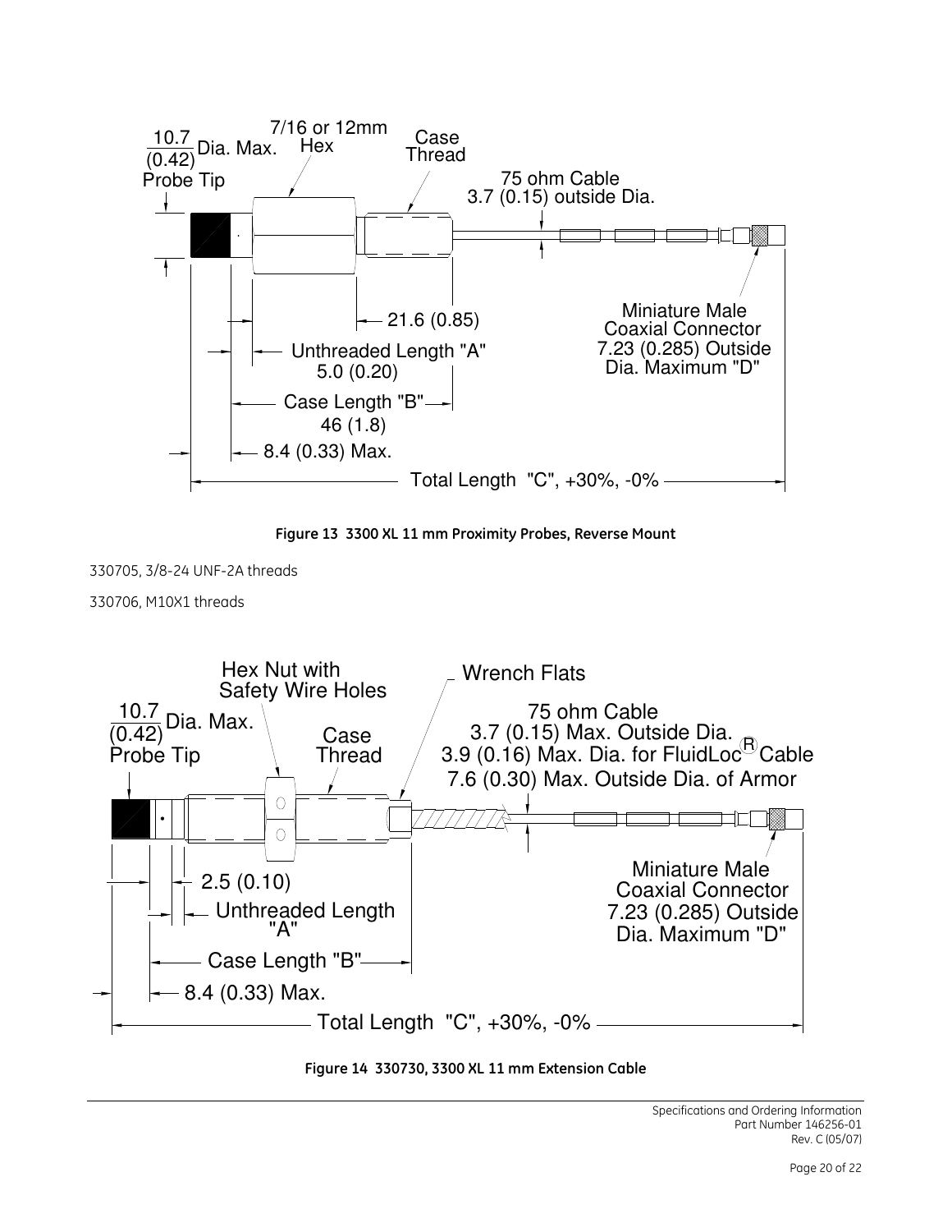10.7 (0.42) Dia. Max. Probe Tip

7/16 or 12mm Hex

Case Thread

75 ohm Cable 3.7 (0.15) outside Dia.

21.6 (0.85)

Unthreaded Length "A" 5.0 (0.20)

Miniature Male Coaxial Connector 7.23 (0.285) Outside Dia. Maximum "D"

Case Length "B" 46 (1.8)

8.4 (0.33) Max.

Total Length "C", +30%, -0%

**Figure 13 3300 XL 11 mm Proximity Probes, Reverse Mount**

330705, 3/8-24 UNF-2A threads

330706, M10X1 threads

Hex Nut with Safety Wire Holes

Wrench Flats

10.7 (0.42) Dia. Max. Probe Tip

Case Thread

75 ohm Cable 3.7 (0.15) Max. Outside Dia. 3.9 (0.16) Max. Dia. for FluidLoc® Cable 7.6 (0.30) Max. Outside Dia. of Armor

2.5 (0.10)

Unthreaded Length "A"

Miniature Male Coaxial Connector 7.23 (0.285) Outside Dia. Maximum "D"

Case Length "B"

8.4 (0.33) Max.

Total Length "C", +30%, -0%

**Figure 14 330730, 3300 XL 11 mm Extension Cable**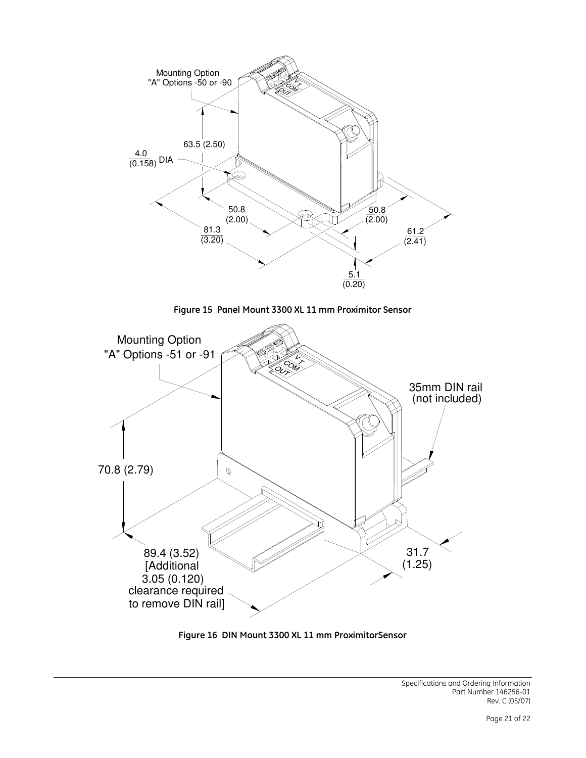Mounting Option
"A" Options -50 or -90

63.5 (2.50)

4.0 (0.158) DIA

50.8 (2.00)

81.3 (3.20)

50.8 (2.00)

61.2 (2.41)

5.1 (0.20)

**Figure 15 Panel Mount 3300 XL 11 mm Proximitor Sensor**

Mounting Option
"A" Options -51 or -91

35mm DIN rail
(not included)

70.8 (2.79)

89.4 (3.52)
[Additional
3.05 (0.120)
clearance required
to remove DIN rail]

31.7
(1.25)

**Figure 16 DIN Mount 3300 XL 11 mm ProximitorSensor**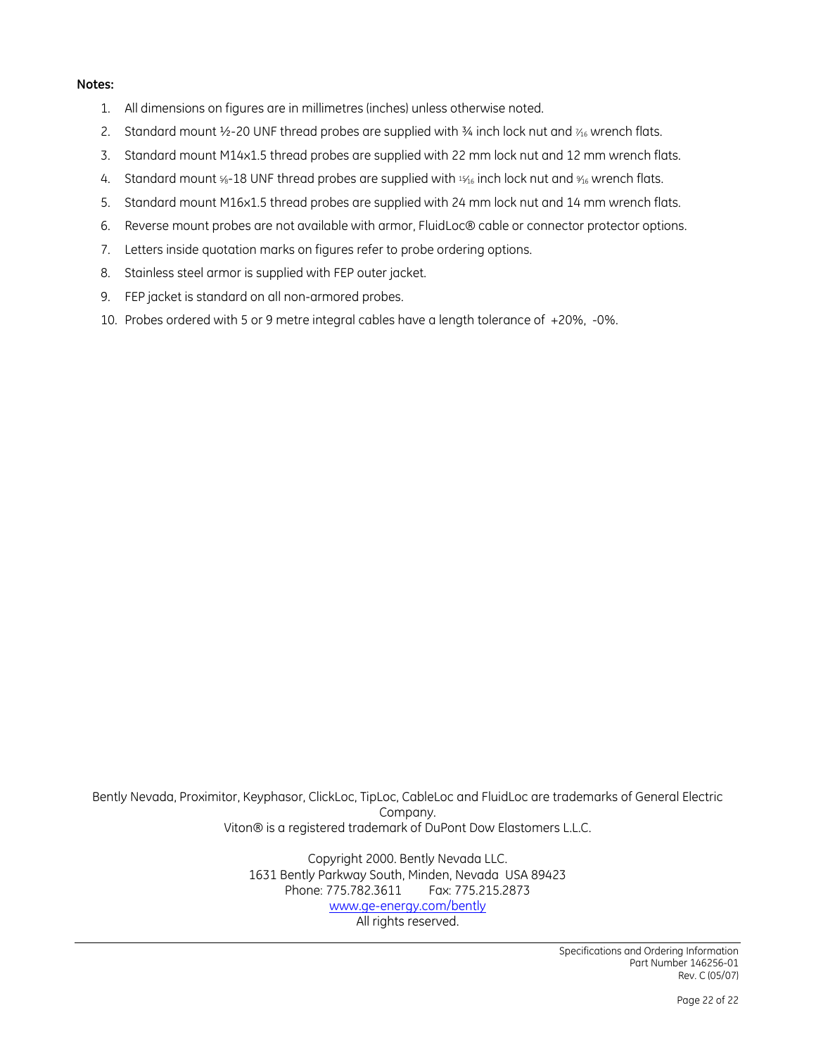**Notes:**

1. All dimensions on figures are in millimetres (inches) unless otherwise noted.
2. Standard mount ½-20 UNF thread probes are supplied with ¾ inch lock nut and 7/16 wrench flats.
3. Standard mount M14x1.5 thread probes are supplied with 22 mm lock nut and 12 mm wrench flats.
4. Standard mount 5/8-18 UNF thread probes are supplied with 15/16 inch lock nut and 9/16 wrench flats.
5. Standard mount M16x1.5 thread probes are supplied with 24 mm lock nut and 14 mm wrench flats.
6. Reverse mount probes are not available with armor, FluidLoc® cable or connector protector options.
7. Letters inside quotation marks on figures refer to probe ordering options.
8. Stainless steel armor is supplied with FEP outer jacket.
9. FEP jacket is standard on all non-armored probes.
10. Probes ordered with 5 or 9 metre integral cables have a length tolerance of +20%, -0%.

Bently Nevada, Proximitor, Keyphasor, ClickLoc, TipLoc, CableLoc and FluidLoc are trademarks of General Electric Company.
Viton® is a registered trademark of DuPont Dow Elastomers L.L.C.

Copyright 2000. Bently Nevada LLC.
1631 Bently Parkway South, Minden, Nevada USA 89423
Phone: 775.782.3611 Fax: 775.215.2873
www.ge-energy.com/bently
All rights reserved.

Specifications and Ordering Information
Part Number 146256-01
Rev. C (05/07)